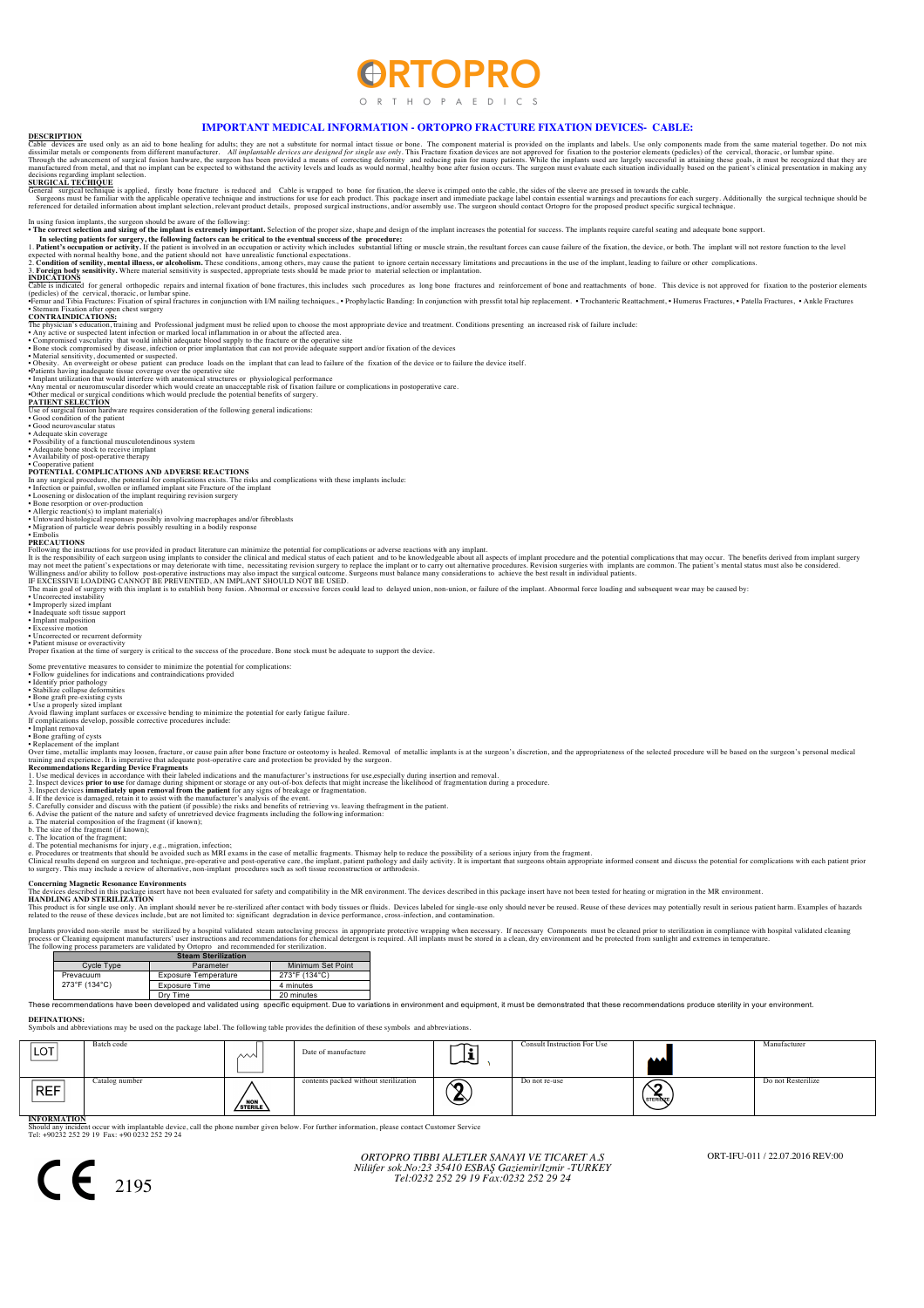# ORTOPRO

ORTHOPAEDICS

## IMPORTANT MEDICAL INFORMATION - ORTOPRO FRACTURE FIXATION DEVICES- CABLE:

**DESCRIPTION**

Cable devices are used only as an aid to bone healing for adults; they are not a substitute for normal intact tissue or bone. The component material is provided on the implants and labels. Use only components made from the same material together. Do not mix dissimilar metals or components from different manufacturer. *All implantable devices are designed for single use only.* This Fracture fixation devices are not approved for fixation to the posterior elements (pedicles) of the cervical, thoracic, or lumbar spine.
Through the advancement of surgical fusion hardware, the surgeon has been provided a means of correcting deformity and reducing pain for many patients. While the implants used are largely successful in attaining these goals, it must be recognized that they are manufactured from metal, and that no implant can be expected to withstand the activity levels and loads as would normal, healthy bone after fusion occurs. The surgeon must evaluate each situation individually based on the patient's clinical presentation in making any decisions regarding implant selection.

**SURGICAL TECHIQUE**

General surgical technique is applied, firstly bone fracture is reduced and Cable is wrapped to bone for fixation, the sleeve is crimped onto the cable, the sides of the sleeve are pressed in towards the cable.
Surgeons must be familiar with the applicable operative technique and instructions for use for each product. This package insert and immediate package label contain essential warnings and precautions for each surgery. Additionally the surgical technique should be referenced for detailed information about implant selection, relevant product details, proposed surgical instructions, and/or assembly use. The surgeon should contact Ortopro for the proposed product specific surgical technique.

In using fusion implants, the surgeon should be aware of the following:
• **The correct selection and sizing of the implant is extremely important.** Selection of the proper size, shape,and design of the implant increases the potential for success. The implants require careful seating and adequate bone support.
**In selecting patients for surgery, the following factors can be critical to the eventual success of the procedure:**
1. **Patient's occupation or activity.** If the patient is involved in an occupation or activity which includes substantial lifting or muscle strain, the resultant forces can cause failure of the fixation, the device, or both. The implant will not restore function to the level expected with normal healthy bone, and the patient should not have unrealistic functional expectations.
2. **Condition of senility, mental illness, or alcoholism.** These conditions, among others, may cause the patient to ignore certain necessary limitations and precautions in the use of the implant, leading to failure or other complications.
3. **Foreign body sensitivity.** Where material sensitivity is suspected, appropriate tests should be made prior to material selection or implantation.

**INDICATIONS**

Cable is indicated for general orthopedic repairs and internal fixation of bone fractures, this includes such procedures as long bone fractures and reinforcement of bone and reattachments of bone. This device is not approved for fixation to the posterior elements (pedicles) of the cervical, thoracic, or lumbar spine.
•Femur and Tibia Fractures: Fixation of spiral fractures in conjunction with I/M nailing techniques., • Prophylactic Banding: In conjunction with pressfit total hip replacement. • Trochanteric Reattachment, • Humerus Fractures, • Patella Fractures, • Ankle Fractures
• Sternum Fixation after open chest surgery

**CONTRAINDICATIONS:**

The physician's education, training and Professional judgment must be relied upon to choose the most appropriate device and treatment. Conditions presenting an increased risk of failure include:
• Any active or suspected latent infection or marked local inflammation in or about the affected area.
• Compromised vascularity that would inhibit adequate blood supply to the fracture or the operative site
• Bone stock compromised by disease, infection or prior implantation that can not provide adequate support and/or fixation of the devices
• Material sensitivity, documented or suspected.
• Obesity. An overweight or obese patient can produce loads on the implant that can lead to failure of the fixation of the device or to failure the device itself.
•Patients having inadequate tissue coverage over the operative site
• Implant utilization that would interfere with anatomical structures or physiological performance
•Any mental or neuromuscular disorder which would create an unacceptable risk of fixation failure or complications in postoperative care.
•Other medical or surgical conditions which would preclude the potential benefits of surgery.

**PATIENT SELECTION**

Use of surgical fusion hardware requires consideration of the following general indications:
• Good condition of the patient
• Good neurovascular status
• Adequate skin coverage
• Possibility of a functional musculotendinous system
• Adequate bone stock to receive implant
• Availability of post-operative therapy
• Cooperative patient

**POTENTIAL COMPLICATIONS AND ADVERSE REACTIONS**

In any surgical procedure, the potential for complications exists. The risks and complications with these implants include:
• Infection or painful, swollen or inflamed implant site Fracture of the implant
• Loosening or dislocation of the implant requiring revision surgery
• Bone resorption or over-production
• Allergic reaction(s) to implant material(s)
• Untoward histological responses possibly involving macrophages and/or fibroblasts
• Migration of particle wear debris possibly resulting in a bodily response
• Embolis

**PRECAUTIONS**

Following the instructions for use provided in product literature can minimize the potential for complications or adverse reactions with any implant.
It is the responsibility of each surgeon using implants to consider the clinical and medical status of each patient and to be knowledgeable about all aspects of implant procedure and the potential complications that may occur. The benefits derived from implant surgery may not meet the patient's expectations or may deteriorate with time, necessitating revision surgery to replace the implant or to carry out alternative procedures. Revision surgeries with implants are common. The patient's mental status must also be considered. Willingness and/or ability to follow post-operative instructions may also impact the surgical outcome. Surgeons must balance many considerations to achieve the best result in individual patients.
IF EXCESSIVE LOADING CANNOT BE PREVENTED, AN IMPLANT SHOULD NOT BE USED.
The main goal of surgery with this implant is to establish bony fusion. Abnormal or excessive forces could lead to delayed union, non-union, or failure of the implant. Abnormal force loading and subsequent wear may be caused by:
• Uncorrected instability
• Improperly sized implant
• Inadequate soft tissue support
• Implant malposition
• Excessive motion
• Uncorrected or recurrent deformity
• Patient misuse or overactivity
Proper fixation at the time of surgery is critical to the success of the procedure. Bone stock must be adequate to support the device.

Some preventative measures to consider to minimize the potential for complications:
• Follow guidelines for indications and contraindications provided
• Identify prior pathology
• Stabilize collapse deformities
• Bone graft pre-existing cysts
• Use a properly sized implant
Avoid flawing implant surfaces or excessive bending to minimize the potential for early fatigue failure.
If complications develop, possible corrective procedures include:
• Implant removal
• Bone grafting of cysts
• Replacement of the implant
Over time, metallic implants may loosen, fracture, or cause pain after bone fracture or osteotomy is healed. Removal of metallic implants is at the surgeon's discretion, and the appropriateness of the selected procedure will be based on the surgeon's personal medical training and experience. It is imperative that adequate post-operative care and protection be provided by the surgeon.

**Recommendations Regarding Device Fragments**

1. Use medical devices in accordance with their labeled indications and the manufacturer's instructions for use,especially during insertion and removal.
2. Inspect devices **prior to use** for damage during shipment or storage or any out-of-box defects that might increase the likelihood of fragmentation during a procedure.
3. Inspect devices **immediately upon removal from the patient** for any signs of breakage or fragmentation.
4. If the device is damaged, retain it to assist with the manufacturer's analysis of the event.
5. Carefully consider and discuss with the patient (if possible) the risks and benefits of retrieving vs. leaving thefragment in the patient.
6. Advise the patient of the nature and safety of unretrieved device fragments including the following information:
a. The material composition of the fragment (if known);
b. The size of the fragment (if known);
c. The location of the fragment;
d. The potential mechanisms for injury, e.g., migration, infection;
e. Procedures or treatments that should be avoided such as MRI exams in the case of metallic fragments. Thismay help to reduce the possibility of a serious injury from the fragment.
Clinical results depend on surgeon and technique, pre-operative and post-operative care, the implant, patient pathology and daily activity. It is important that surgeons obtain appropriate informed consent and discuss the potential for complications with each patient prior to surgery. This may include a review of alternative, non-implant procedures such as soft tissue reconstruction or arthrodesis.

**Concerning Magnetic Resonance Environments**

The devices described in this package insert have not been evaluated for safety and compatibility in the MR environment. The devices described in this package insert have not been tested for heating or migration in the MR environment.

**HANDLING AND STERILIZATION**

This product is for single use only. An implant should never be re-sterilized after contact with body tissues or fluids. Devices labeled for single-use only should never be reused. Reuse of these devices may potentially result in serious patient harm. Examples of hazards related to the reuse of these devices include, but are not limited to: significant degradation in device performance, cross-infection, and contamination.

Implants provided non-sterile must be sterilized by a hospital validated steam autoclaving process in appropriate protective wrapping when necessary. If necessary Components must be cleaned prior to sterilization in compliance with hospital validated cleaning process or Cleaning equipment manufacturers' user instructions and recommendations for chemical detergent is required. All implants must be stored in a clean, dry environment and be protected from sunlight and extremes in temperature.
The following process parameters are validated by Ortopro and recommended for sterilization.

| Steam Sterilization | | |
|---|---|---|
| Cycle Type | Parameter | Minimum Set Point |
| Prevacuum 273°F (134°C) | Exposure Temperature | 273°F (134°C) |
| | Exposure Time | 4 minutes |
| | Dry Time | 20 minutes |

These recommendations have been developed and validated using specific equipment. Due to variations in environment and equipment, it must be demonstrated that these recommendations produce sterility in your environment.

**DEFINATIONS:**

Symbols and abbreviations may be used on the package label. The following table provides the definition of these symbols and abbreviations.

| Symbol | Definition | Symbol | Definition | Symbol | Definition | Symbol | Definition |
|---|---|---|---|---|---|---|---|
| LOT | Batch code | | Date of manufacture | | Consult Instruction For Use | | Manufacturer |
| REF | Catalog number | NON STERILE | contents packed without sterilization | | Do not re-use | STERILIZE | Do not Resterilize |

**INFORMATION**

Should any incident occur with implantable device, call the phone number given below. For further information, please contact Customer Service
Tel: +90232 252 29 19 Fax: +90 0232 252 29 24

CE 2195

*ORTOPRO TIBBI ALETLER SANAYI VE TICARET A.S*
*Nilüfer sok.No:23 35410 ESBAŞ Gaziemir/Izmir -TURKEY*
*Tel:0232 252 29 19 Fax:0232 252 29 24*

ORT-IFU-011 / 22.07.2016 REV:00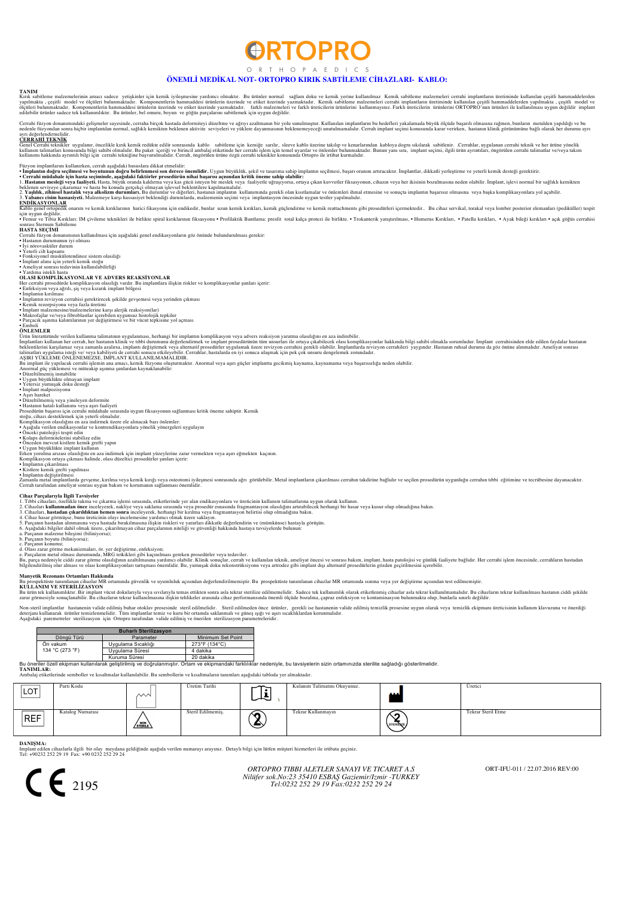# ORTOPRO

ORTHOPAEDICS

## ÖNEMLİ MEDİKAL NOT- ORTOPRO KIRIK SABİTLEME CİHAZLARI- KABLO:

**TANIM**

Kırık sabitleme malzemelerinin amacı sadece yetişkinler için kemik iyileşmesine yardımcı olmaktır. Bu ürünler normal sağlam doku ve kemik yerine kullanılmaz. Kemik sabitleme malzemeleri cerrahi implantların üretiminde kullanılan çeşitli hammaddelerden yapılmakta, çeşitli model ve ölçüleri bulunmaktadır. Komponentlerin hammaddesi ürünlerin üzerinde ve etiket üzerinde yazmaktadır. Kemik sabitleme malzemeleri cerrahi implantların üretiminde kullanılan çeşitli hammaddelerden yapılmakta, çeşitli model ve ölçüleri bulunmaktadır. Komponentlerin hammaddesi ürünlerin üzerinde ve etiket üzerinde yazmaktadır. farklı malzemeleri ve farklı üreticilerin ürünlerini kullanmayınız. Farklı üreticilerin ürünlerini ORTOPRO'nun ürünleri ile kullanılması uygun değildir. implant edilebilir ürünler sadece tek kullanımlıktır. Bu ürünler, bel omuru, boyun ve göğüs parçalarını sabitlemek için uygun değildir.

Cerrahi füzyon donanımındaki gelişmeler sayesinde, cerraha birçok hastada deformiteyi düzeltme ve ağrıyı azaltmanın bir yolu sunulmuştur. Kullanılan implantların bu hedefleri yakalamada büyük ölçüde başarılı olmasına rağmen, bunların metalden yapıldığı ve bu nedenle füzyondan sonra hiçbir implanttan normal, sağlıklı kemikten beklenen aktivite seviyeleri ve yüklere dayanmasının beklenemeyeceği unutulmamalıdır. Cerrah implant seçimi konusunda karar verirken, hastanın klinik görünümüne bağlı olarak her durumu ayrı ayrı değerlendirmelidir.

**CERRAHİ TEKNİK**

Genel Cerrahi teknikler uygulanır, öncelikle kırık kemik redükte edilir sonrasında kablo sabitleme için kemiğe sarılır, sleeve kablo üzerine takılıp ve kenarlarından kabloya doğru sıkılarak sabitlenir. .Cerrahlar, uygulanan cerrahi teknik ve her ürüne yönelik kullanım talimatları konusunda bilgi sahibi olmalıdır. Bu paket içeriği ve birincil ambalaj etiketinde her cerrahi işlem için temel uyarılar ve önlemler bulunmaktadır. Bunun yanı sıra, implant seçimi, ilgili ürün ayrıntıları, öngörülen cerrahi talimatlar ve/veya takım kullanımı hakkında ayrıntılı bilgi için cerrahi tekniğine başvurulmalıdır. Cerrah, öngörülen ürüne özgü cerrahi teknikler konusunda Ortopro ile irtibat kurmalıdır.

Füzyon implantlarını kullanırken, cerrah aşağıdaki hususlara dikkat etmelidir:

• **İmplantın doğru seçilmesi ve boyutunun doğru belirlenmesi son derece önemlidir.** Uygun büyüklük, şekil ve tasarıma sahip implantın seçilmesi, başarı oranını artıracaktır. İmplantlar, dikkatli yerleştirme ve yeterli kemik desteği gerektirir.

• **Cerrahi müdahale için hasta seçiminde, aşağıdaki faktörler prosedürün nihai başarısı açısından kritik öneme sahip olabilir:**

1. **Hastanın mesleği veya faaliyeti.** Hasta, büyük oranda kaldırma veya kas gücü isteyen bir meslek veya faaliyetle uğraşıyorsa, ortaya çıkan kuvvetler fiksasyonun, cihazın veya her ikisinin bozulmasına neden olabilir. İmplant, işlevi normal bir sağlıklı kemikten beklenen seviyeye çıkaramaz ve hasta bu konuda gerçekçi olmayan işlevsel beklentilere kapılmamalıdır.

2. **Yaşlılık, zihinsel hastalık veya alkolizm durumları.** Bu durumlar ve diğerleri, hastanın implantın kullanımında gerekli olan kısıtlamalar ve önlemleri ihmal etmesine ve sonuçta implantın başarısız olmasına veya başka komplikasyonlara yol açabilir.

3. **Yabancı cisim hassasiyeti.** Malzemeye karşı hassasiyet beklendiği durumlarda, malzemenin seçimi veya implantasyon öncesinde uygun testler yapılmalıdır.

**ENDİKASYONLAR**

Kablo genel ortopedik onarım ve kemik kırıklarının harici fikasyonu için endikedir, bunlar uzun kemik kırıkları, kemik güçlendirme ve kemik reattachments gibi prosedürleri içermektedir.. Bu cihaz servikal, torakal veya lomber posterior elemanları (pedikülleri) tespit için uygun değildir.

• Femur ve Tibia Kırıkları: IM çivileme teknikleri ile birlikte spiral kırıklarının fiksasyonu • Profilaktik Bantlama: presfit total kalça protezi ile birlikte. • Trokanterik yatıştırılması, • Humerus Kırıkları, • Patella kırıkları, • Ayak bileği kırıkları • açık göğüs cerrahisi sonrası Sternum Sabitleme

**HASTA SEÇİMİ**

Cerrahi füzyon donanımının kullanılması için aşağıdaki genel endikasyonların göz önünde bulundurulması gerekir:

• Hastanın durumunun iyi olması
• İyi nörovasküler durum
• Yeterli cilt kapsamı
• Fonksiyonel muskülotendinoz sistem olasılığı
• İmplant alımı için yeterli kemik stoğu
• Ameliyat sonrası tedavinin kullanılabilirliği
• Yardıma istekli hasta

**OLASI KOMPLİKASYONLAR VE ADVERS REAKSİYONLAR**

Her cerrahi prosedürde komplikasyon olasılığı vardır. Bu implantlara ilişkin riskler ve komplikasyonlar şunları içerir:

• Enfeksiyon veya ağrılı, şiş veya kızarık implant bölgesi
• İmplantın kırılması
• İmplantın revizyon cerrahisi gerektirecek şekilde gevşemesi veya yerinden çıkması
• Kemik rezorpsiyonu veya fazla üretimi
• İmplant malzemesine/malzemelerine karşı alerjik reaksiyon(lar)
• Makrofajlar ve/veya fibroblastlar içerebilen uygunsuz histolojik tepkiler
• Parçacık aşınma kalıntılarının yer değiştirmesi ve bir vücut tepkisine yol açması
• Emboli

**ÖNLEMLER**

Ürün literatüründe verilen kullanma talimatının uygulanması, herhangi bir implantın komplikasyon veya advers reaksiyon yaratma olasılığını en aza indirebilir.

İmplantları kullanan her cerrah, her hastanın klinik ve tıbbi durumunu değerlendirmek ve implant prosedürünün tüm unsurları ile ortaya çıkabilecek olası komplikasyonlar hakkında bilgi sahibi olmakla sorumludur. İmplant cerrahisinden elde edilen faydalar hastanın beklentilerini karşılamaz veya zamanla azalırsa, implantı değiştirmek veya alternatif prosedürler uygulamak üzere revizyon cerrahisi gerekli olabilir. İmplantlarda revizyon cerrahileri yaygındır. Hastanın ruhsal durumu da göz önüne alınmalıdır. Ameliyat sonrası talimatları uygulama isteği ve/ veya kabiliyeti de cerrahi sonucu etkileyebilir. Cerrahlar, hastalarda en iyi sonuca ulaşmak için pek çok unsuru dengelemek zorundadır.

AŞIRI YÜKLEME ÖNLENEMEZSE, İMPLANT KULLANILMAMALIDIR.

Bu implant ile yapılacak cerrahi işlemin ana amacı, kemik füzyonu oluşturmaktır. Anormal veya aşırı güçler implantta gecikmiş kaynama, kaynamama veya başarısızlığa neden olabilir.

Anormal güç yüklemesi ve müteakip aşınma şunlardan kaynaklanabilir:

• Düzeltilmemiş instabilite
• Uygun büyüklükte olmayan implant
• Yetersiz yumuşak doku desteği
• İmplant malpozisyonu
• Aşırı hareket
• Düzeltilmemiş veya yineleyen deformite
• Hastanın hatalı kullanımı veya aşırı faaliyeti

Prosedürün başarısı için cerrahi müdahale sırasında uygun fiksasyonun sağlanması kritik öneme sahiptir. Kemik stoğu, cihazı desteklemek için yeterli olmalıdır.

Komplikasyon olasılığını en aza indirmek üzere ele alınacak bazı önlemler:

• Aşağıda verilen endikasyonlar ve kontrendikasyonlara yönelik yönergeleri uygulayın
• Önceki patolojiyi tespit edin
• Kolaps deformitelerini stabilize edin
• Önceden mevcut kistlere kemik grefti yapın
• Uygun büyüklükte implant kullanın

Erken yorulma arızası olasılığını en aza indirmek için implant yüzeylerine zarar vermekten veya aşırı eğmekten kaçının.

Komplikasyon ortaya çıkması halinde, olası düzeltici prosedürler şunları içerir:

• İmplantın çıkarılması
• Kistlere kemik grefti yapılması
• İmplantın değiştirilmesi

Zamanla metal implantlarda gevşeme, kırılma veya kemik kırığı veya osteotomi iyileşmesi sonrasında ağrı görülebilir. Metal implantların çıkarılması cerrahın takdirine bağlıdır ve seçilen prosedürün uygunluğu cerrahın tıbbi eğitimine ve tecrübesine dayanacaktır. Cerrah tarafından ameliyat sonrası uygun bakım ve korumanın sağlanması önemlidir.

**Cihaz Parçalarıyla İlgili Tavsiyeler**

1. Tıbbi cihazları, özellikle takma ve çıkarma işlemi sırasında, etiketlerinde yer alan endikasyonlara ve üreticinin kullanım talimatlarına uygun olarak kullanın.
2. Cihazları **kullanmadan önce** inceleyerek, nakliye veya saklama sırasında veya prosedür esnasında fragmantasyon olasılığını artırabilecek herhangi bir hasar veya kusur olup olmadığına bakın.
3. Cihazları, **hastadan çıkarıldıktan hemen sonra** inceleyerek, herhangi bir kırılma veya fragmantasyon belirtisi olup olmadığına bakın.
4. Cihaz hasar görmüşse, bunu üreticinin olayı incelemesine yardımcı olmak üzere saklayın.
5. Parçanın hastadan alınmasına veya hastada bırakılmasına ilişkin riskleri ve yararları dikkatle değerlendirin ve (mümkünse) hastayla görüşün.
6. Aşağıdaki bilgiler dahil olmak üzere, çıkarılmayan cihaz parçalarının niteliği ve güvenliği hakkında hastaya tavsiyelerde bulunun:

a. Parçanın malzeme bileşimi (biliniyorsa);
b. Parçanın boyutu (biliniyorsa);
c. Parçanın konumu;
d. Olası zarar görme mekanizmaları, ör. yer değiştirme, enfeksiyon;
e. Parçaların metal olması durumunda, MRG tetkikleri gibi kaçınılması gereken prosedürler veya tedaviler.

Bu, parça nedeniyle ciddi zarar görme olasılığının azaltılmasına yardımcı olabilir. Klinik sonuçlar, cerrah ve kullanılan teknik, ameliyat öncesi ve sonrası bakım, implant, hasta patolojisi ve günlük faaliyete bağlıdır. Her cerrahi işlem öncesinde, cerrahların hastadan bilgilendirilmiş olur alması ve olası komplikasyonları tartışması önemlidir. Bu, yumuşak doku rekonstrüksiyonu veya artrodez gibi implant dışı alternatif prosedürlerin gözden geçirilmesini içerebilir.

**Manyetik Rezonans Ortamları Hakkında**

Bu prospektüste tanımlanan cihazlar MR ortamında güvenlik ve uyumluluk açısından değerlendirilmemiştir. Bu prospektüste tanımlanan cihazlar MR ortamında ısınma veya yer değiştirme açısından test edilmemiştir.

**KULLANIM VE STERİLİZASYON**

Bu ürün tek kullanımlıktır. Bir implant vücut dokularıyla veya sıvılarıyla temas ettikten sonra asla tekrar sterilize edilmemelidir. Sadece tek kullanımlık olarak etiketlenmiş cihazlar asla tekrar kullanılmamalıdır. Bu cihazların tekrar kullanılması hastanın ciddi şekilde zarar görmesiyle sonuçlanabilir. Bu cihazların tekrar kullanılmasına ilişkin tehlikeler arasında cihaz performansında önemli ölçüde bozulma, çapraz enfeksiyon ve kontaminasyon bulunmakta olup, bunlarla sınırlı değildir.

Non-steril implantlar hastanenin valide edilmiş buhar otoklav prosesinde steril edilmelidir. Steril edilmeden önce ürünler, gerekli ise hastanenin valide edilmiş temizlik prosesine uygun olarak veya temizlik ekipmanı üreticisinin kullanım klavuzuna ve önerdiği deterjanı kullanarak ürünler temizlenmelidir. Tüm implantlar temiz ve kuru bir ortamda saklanmalı ve güneş ışığı ve aşırı sıcaklıklardan korunmalıdır.

Aşağıdaki paremetreler sterilizasyon için Ortopro tarafından valide edilmiş ve önerilen sterilizasyon parametreleridir.

| Buharlı Sterilizasyon | | |
|---|---|---|
| Döngü Türü | Parameter | Minimum Set Point |
| Ön vakum 134 °C (273 °F) | Uygulama Sıcaklığı | 273°F (134°C) |
| | Uygulama Süresi | 4 dakika |
| | Kuruma Süresi | 20 dakika |

Bu öneriler özell ekipman kullanılarak geliştirilmiş ve doğrulanmıştır. Ortam ve ekipmandaki farklılıklar nedeniyle, bu tavsiyelerin sizin ortamınızda sterilite sağladığı gösterilmelidir.

**TANIMLAR:**

Ambalaj etiketlerinde semboller ve kısaltmalar kullanılabilir. Bu sembollerin ve kısaltmaların tanımları aşağıdaki tabloda yer almaktadır.

| | | | | | | | |
|---|---|---|---|---|---|---|---|
| LOT | Parti Kodu | | Üretim Tarihi | | Kulanım Talimatını Okuyunuz. | | Üretici |
| REF | Katalog Numarası | NON STERILE | Steril Edilmemiş. | | Tekrar Kullanmayın | STERILIZE | Tekrar Steril Etme |

**DANIŞMA:**

Implant edilen cihazlarla ilgili bir olay meydana geldiğinde aşağıda verilen numarayı arayınız. Detaylı bilgi için lütfen müşteri hizmetleri ile irtibata geçiniz.
Tel: +90232 252 29 19 Fax: +90 0232 252 29 24

CE 2195

*ORTOPRO TIBBI ALETLER SANAYI VE TICARET A.S*
*Nilüfer sok.No:23 35410 ESBAŞ Gaziemir/Izmir -TURKEY*
*Tel:0232 252 29 19 Fax:0232 252 29 24*

ORT-IFU-011 / 22.07.2016 REV:00